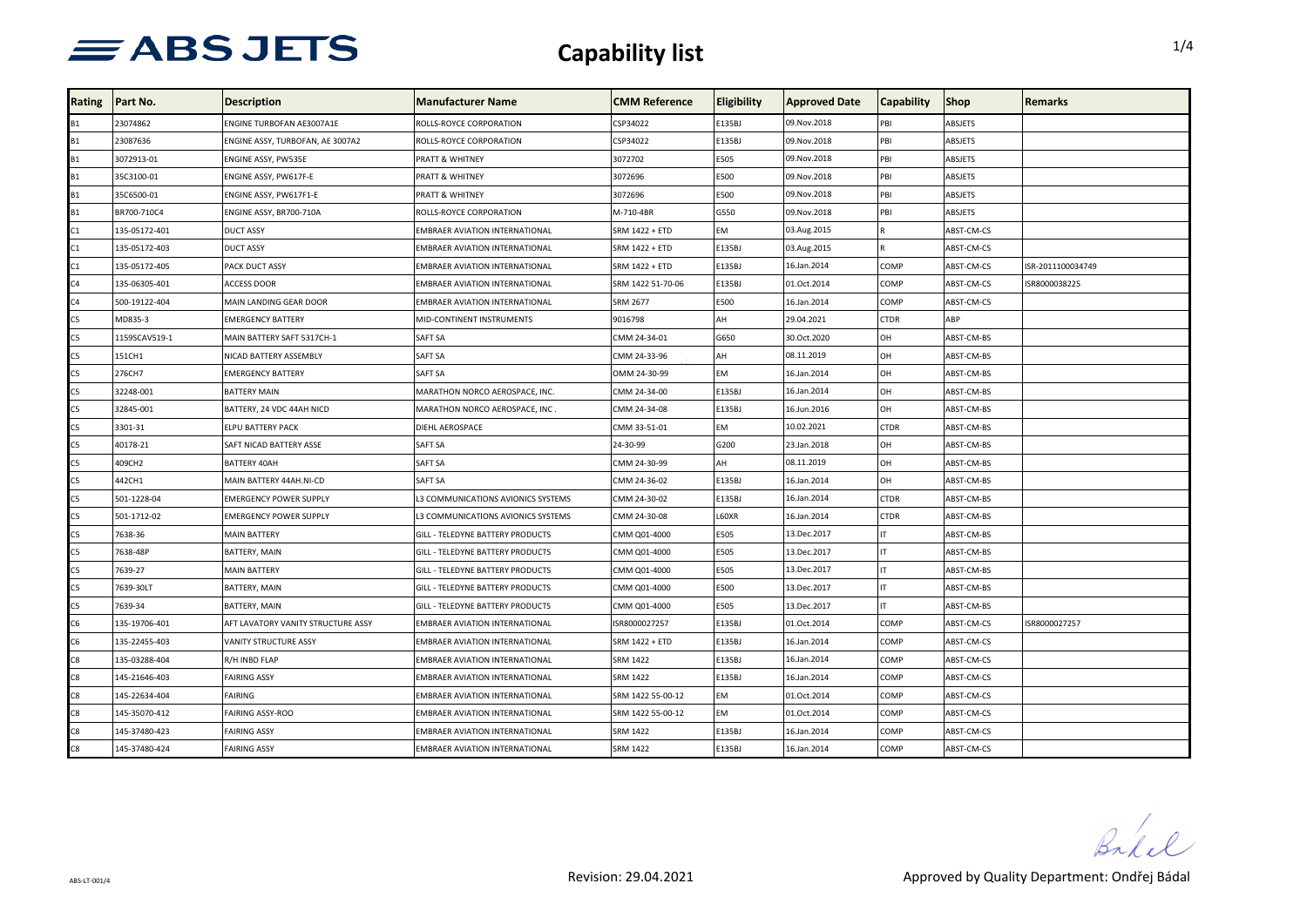# ABS JETS

## Capability list

| Rating | Part No. | Description | Manufacturer Name | CMM Reference | Eligibility | Approved Date | Capability | Shop | Remarks |
|---|---|---|---|---|---|---|---|---|---|
| B1 | 23074862 | ENGINE TURBOFAN AE3007A1E | ROLLS-ROYCE CORPORATION | CSP34022 | E135BJ | 09.Nov.2018 | PBI | ABSJETS | |
| B1 | 23087636 | ENGINE ASSY, TURBOFAN, AE 3007A2 | ROLLS-ROYCE CORPORATION | CSP34022 | E135BJ | 09.Nov.2018 | PBI | ABSJETS | |
| B1 | 3072913-01 | ENGINE ASSY, PW535E | PRATT & WHITNEY | 3072702 | E505 | 09.Nov.2018 | PBI | ABSJETS | |
| B1 | 35C3100-01 | ENGINE ASSY, PW617F-E | PRATT & WHITNEY | 3072696 | E500 | 09.Nov.2018 | PBI | ABSJETS | |
| B1 | 35C6500-01 | ENGINE ASSY, PW617F1-E | PRATT & WHITNEY | 3072696 | E500 | 09.Nov.2018 | PBI | ABSJETS | |
| B1 | BR700-710C4 | ENGINE ASSY, BR700-710A | ROLLS-ROYCE CORPORATION | M-710-4BR | G550 | 09.Nov.2018 | PBI | ABSJETS | |
| C1 | 135-05172-401 | DUCT ASSY | EMBRAER AVIATION INTERNATIONAL | SRM 1422 + ETD | EM | 03.Aug.2015 | R | ABST-CM-CS | |
| C1 | 135-05172-403 | DUCT ASSY | EMBRAER AVIATION INTERNATIONAL | SRM 1422 + ETD | E135BJ | 03.Aug.2015 | R | ABST-CM-CS | |
| C1 | 135-05172-405 | PACK DUCT ASSY | EMBRAER AVIATION INTERNATIONAL | SRM 1422 + ETD | E135BJ | 16.Jan.2014 | COMP | ABST-CM-CS | ISR-2011100034749 |
| C4 | 135-06305-401 | ACCESS DOOR | EMBRAER AVIATION INTERNATIONAL | SRM 1422 51-70-06 | E135BJ | 01.Oct.2014 | COMP | ABST-CM-CS | ISR8000038225 |
| C4 | 500-19122-404 | MAIN LANDING GEAR DOOR | EMBRAER AVIATION INTERNATIONAL | SRM 2677 | E500 | 16.Jan.2014 | COMP | ABST-CM-CS | |
| C5 | MD835-3 | EMERGENCY BATTERY | MID-CONTINENT INSTRUMENTS | 9016798 | AH | 29.04.2021 | CTDR | ABP | |
| C5 | 1159SCAV519-1 | MAIN BATTERY SAFT 5317CH-1 | SAFT SA | CMM 24-34-01 | G650 | 30.Oct.2020 | OH | ABST-CM-BS | |
| C5 | 151CH1 | NICAD BATTERY ASSEMBLY | SAFT SA | CMM 24-33-96 | AH | 08.11.2019 | OH | ABST-CM-BS | |
| C5 | 276CH7 | EMERGENCY BATTERY | SAFT SA | OMM 24-30-99 | EM | 16.Jan.2014 | OH | ABST-CM-BS | |
| C5 | 32248-001 | BATTERY MAIN | MARATHON NORCO AEROSPACE, INC. | CMM 24-34-00 | E135BJ | 16.Jan.2014 | OH | ABST-CM-BS | |
| C5 | 32845-001 | BATTERY, 24 VDC 44AH NICD | MARATHON NORCO AEROSPACE, INC . | CMM 24-34-08 | E135BJ | 16.Jun.2016 | OH | ABST-CM-BS | |
| C5 | 3301-31 | ELPU BATTERY PACK | DIEHL AEROSPACE | CMM 33-51-01 | EM | 10.02.2021 | CTDR | ABST-CM-BS | |
| C5 | 40178-21 | SAFT NICAD BATTERY ASSE | SAFT SA | 24-30-99 | G200 | 23.Jan.2018 | OH | ABST-CM-BS | |
| C5 | 409CH2 | BATTERY 40AH | SAFT SA | CMM 24-30-99 | AH | 08.11.2019 | OH | ABST-CM-BS | |
| C5 | 442CH1 | MAIN BATTERY 44AH.NI-CD | SAFT SA | CMM 24-36-02 | E135BJ | 16.Jan.2014 | OH | ABST-CM-BS | |
| C5 | 501-1228-04 | EMERGENCY POWER SUPPLY | L3 COMMUNICATIONS AVIONICS SYSTEMS | CMM 24-30-02 | E135BJ | 16.Jan.2014 | CTDR | ABST-CM-BS | |
| C5 | 501-1712-02 | EMERGENCY POWER SUPPLY | L3 COMMUNICATIONS AVIONICS SYSTEMS | CMM 24-30-08 | L60XR | 16.Jan.2014 | CTDR | ABST-CM-BS | |
| C5 | 7638-36 | MAIN BATTERY | GILL - TELEDYNE BATTERY PRODUCTS | CMM Q01-4000 | E505 | 13.Dec.2017 | IT | ABST-CM-BS | |
| C5 | 7638-48P | BATTERY, MAIN | GILL - TELEDYNE BATTERY PRODUCTS | CMM Q01-4000 | E505 | 13.Dec.2017 | IT | ABST-CM-BS | |
| C5 | 7639-27 | MAIN BATTERY | GILL - TELEDYNE BATTERY PRODUCTS | CMM Q01-4000 | E505 | 13.Dec.2017 | IT | ABST-CM-BS | |
| C5 | 7639-30LT | BATTERY, MAIN | GILL - TELEDYNE BATTERY PRODUCTS | CMM Q01-4000 | E500 | 13.Dec.2017 | IT | ABST-CM-BS | |
| C5 | 7639-34 | BATTERY, MAIN | GILL - TELEDYNE BATTERY PRODUCTS | CMM Q01-4000 | E505 | 13.Dec.2017 | IT | ABST-CM-BS | |
| C6 | 135-19706-401 | AFT LAVATORY VANITY STRUCTURE ASSY | EMBRAER AVIATION INTERNATIONAL | ISR8000027257 | E135BJ | 01.Oct.2014 | COMP | ABST-CM-CS | ISR8000027257 |
| C6 | 135-22455-403 | VANITY STRUCTURE ASSY | EMBRAER AVIATION INTERNATIONAL | SRM 1422 + ETD | E135BJ | 16.Jan.2014 | COMP | ABST-CM-CS | |
| C8 | 135-03288-404 | R/H INBD FLAP | EMBRAER AVIATION INTERNATIONAL | SRM 1422 | E135BJ | 16.Jan.2014 | COMP | ABST-CM-CS | |
| C8 | 145-21646-403 | FAIRING ASSY | EMBRAER AVIATION INTERNATIONAL | SRM 1422 | E135BJ | 16.Jan.2014 | COMP | ABST-CM-CS | |
| C8 | 145-22634-404 | FAIRING | EMBRAER AVIATION INTERNATIONAL | SRM 1422 55-00-12 | EM | 01.Oct.2014 | COMP | ABST-CM-CS | |
| C8 | 145-35070-412 | FAIRING ASSY-ROO | EMBRAER AVIATION INTERNATIONAL | SRM 1422 55-00-12 | EM | 01.Oct.2014 | COMP | ABST-CM-CS | |
| C8 | 145-37480-423 | FAIRING ASSY | EMBRAER AVIATION INTERNATIONAL | SRM 1422 | E135BJ | 16.Jan.2014 | COMP | ABST-CM-CS | |
| C8 | 145-37480-424 | FAIRING ASSY | EMBRAER AVIATION INTERNATIONAL | SRM 1422 | E135BJ | 16.Jan.2014 | COMP | ABST-CM-CS | |

ABS-LT-001/4

Revision: 29.04.2021

Approved by Quality Department: Ondřej Bádal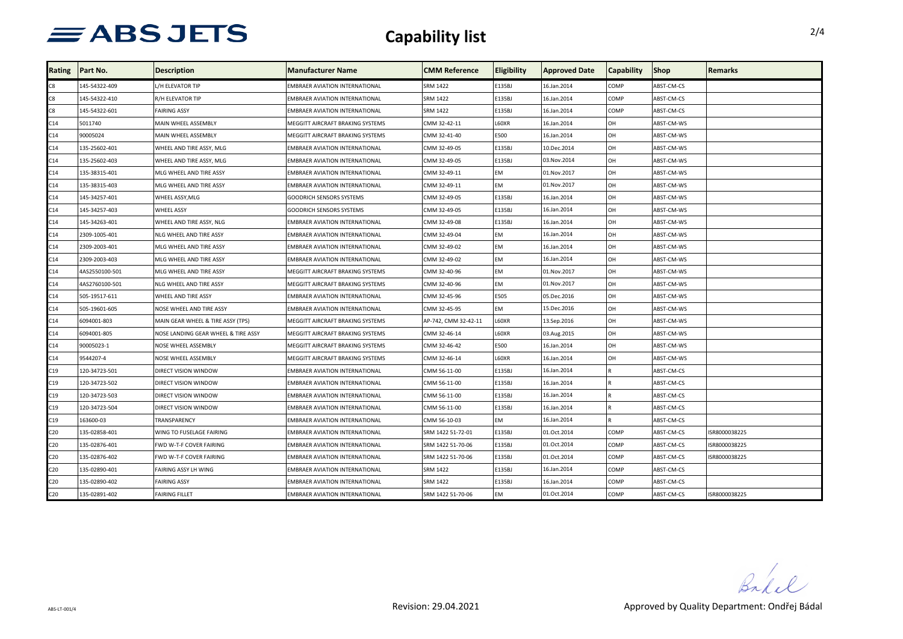# Capability list

| Rating | Part No. | Description | Manufacturer Name | CMM Reference | Eligibility | Approved Date | Capability | Shop | Remarks |
|---|---|---|---|---|---|---|---|---|---|
| C8 | 145-54322-409 | L/H ELEVATOR TIP | EMBRAER AVIATION INTERNATIONAL | SRM 1422 | E135BJ | 16.Jan.2014 | COMP | ABST-CM-CS | |
| C8 | 145-54322-410 | R/H ELEVATOR TIP | EMBRAER AVIATION INTERNATIONAL | SRM 1422 | E135BJ | 16.Jan.2014 | COMP | ABST-CM-CS | |
| C8 | 145-54322-601 | FAIRING ASSY | EMBRAER AVIATION INTERNATIONAL | SRM 1422 | E135BJ | 16.Jan.2014 | COMP | ABST-CM-CS | |
| C14 | 5011740 | MAIN WHEEL ASSEMBLY | MEGGITT AIRCRAFT BRAKING SYSTEMS | CMM 32-42-11 | L60XR | 16.Jan.2014 | OH | ABST-CM-WS | |
| C14 | 90005024 | MAIN WHEEL ASSEMBLY | MEGGITT AIRCRAFT BRAKING SYSTEMS | CMM 32-41-40 | E500 | 16.Jan.2014 | OH | ABST-CM-WS | |
| C14 | 135-25602-401 | WHEEL AND TIRE ASSY, MLG | EMBRAER AVIATION INTERNATIONAL | CMM 32-49-05 | E135BJ | 10.Dec.2014 | OH | ABST-CM-WS | |
| C14 | 135-25602-403 | WHEEL AND TIRE ASSY, MLG | EMBRAER AVIATION INTERNATIONAL | CMM 32-49-05 | E135BJ | 03.Nov.2014 | OH | ABST-CM-WS | |
| C14 | 135-38315-401 | MLG WHEEL AND TIRE ASSY | EMBRAER AVIATION INTERNATIONAL | CMM 32-49-11 | EM | 01.Nov.2017 | OH | ABST-CM-WS | |
| C14 | 135-38315-403 | MLG WHEEL AND TIRE ASSY | EMBRAER AVIATION INTERNATIONAL | CMM 32-49-11 | EM | 01.Nov.2017 | OH | ABST-CM-WS | |
| C14 | 145-34257-401 | WHEEL ASSY,MLG | GOODRICH SENSORS SYSTEMS | CMM 32-49-05 | E135BJ | 16.Jan.2014 | OH | ABST-CM-WS | |
| C14 | 145-34257-403 | WHEEL ASSY | GOODRICH SENSORS SYSTEMS | CMM 32-49-05 | E135BJ | 16.Jan.2014 | OH | ABST-CM-WS | |
| C14 | 145-34263-401 | WHEEL AND TIRE ASSY, NLG | EMBRAER AVIATION INTERNATIONAL | CMM 32-49-08 | E135BJ | 16.Jan.2014 | OH | ABST-CM-WS | |
| C14 | 2309-1005-401 | NLG WHEEL AND TIRE ASSY | EMBRAER AVIATION INTERNATIONAL | CMM 32-49-04 | EM | 16.Jan.2014 | OH | ABST-CM-WS | |
| C14 | 2309-2003-401 | MLG WHEEL AND TIRE ASSY | EMBRAER AVIATION INTERNATIONAL | CMM 32-49-02 | EM | 16.Jan.2014 | OH | ABST-CM-WS | |
| C14 | 2309-2003-403 | MLG WHEEL AND TIRE ASSY | EMBRAER AVIATION INTERNATIONAL | CMM 32-49-02 | EM | 16.Jan.2014 | OH | ABST-CM-WS | |
| C14 | 4AS2550100-501 | MLG WHEEL AND TIRE ASSY | MEGGITT AIRCRAFT BRAKING SYSTEMS | CMM 32-40-96 | EM | 01.Nov.2017 | OH | ABST-CM-WS | |
| C14 | 4AS2760100-501 | NLG WHEEL AND TIRE ASSY | MEGGITT AIRCRAFT BRAKING SYSTEMS | CMM 32-40-96 | EM | 01.Nov.2017 | OH | ABST-CM-WS | |
| C14 | 505-19517-611 | WHEEL AND TIRE ASSY | EMBRAER AVIATION INTERNATIONAL | CMM 32-45-96 | E505 | 05.Dec.2016 | OH | ABST-CM-WS | |
| C14 | 505-19601-605 | NOSE WHEEL AND TIRE ASSY | EMBRAER AVIATION INTERNATIONAL | CMM 32-45-95 | EM | 15.Dec.2016 | OH | ABST-CM-WS | |
| C14 | 6094001-803 | MAIN GEAR WHEEL & TIRE ASSY (TPS) | MEGGITT AIRCRAFT BRAKING SYSTEMS | AP-742, CMM 32-42-11 | L60XR | 13.Sep.2016 | OH | ABST-CM-WS | |
| C14 | 6094001-805 | NOSE LANDING GEAR WHEEL & TIRE ASSY | MEGGITT AIRCRAFT BRAKING SYSTEMS | CMM 32-46-14 | L60XR | 03.Aug.2015 | OH | ABST-CM-WS | |
| C14 | 90005023-1 | NOSE WHEEL ASSEMBLY | MEGGITT AIRCRAFT BRAKING SYSTEMS | CMM 32-46-42 | E500 | 16.Jan.2014 | OH | ABST-CM-WS | |
| C14 | 9544207-4 | NOSE WHEEL ASSEMBLY | MEGGITT AIRCRAFT BRAKING SYSTEMS | CMM 32-46-14 | L60XR | 16.Jan.2014 | OH | ABST-CM-WS | |
| C19 | 120-34723-501 | DIRECT VISION WINDOW | EMBRAER AVIATION INTERNATIONAL | CMM 56-11-00 | E135BJ | 16.Jan.2014 | R | ABST-CM-CS | |
| C19 | 120-34723-502 | DIRECT VISION WINDOW | EMBRAER AVIATION INTERNATIONAL | CMM 56-11-00 | E135BJ | 16.Jan.2014 | R | ABST-CM-CS | |
| C19 | 120-34723-503 | DIRECT VISION WINDOW | EMBRAER AVIATION INTERNATIONAL | CMM 56-11-00 | E135BJ | 16.Jan.2014 | R | ABST-CM-CS | |
| C19 | 120-34723-504 | DIRECT VISION WINDOW | EMBRAER AVIATION INTERNATIONAL | CMM 56-11-00 | E135BJ | 16.Jan.2014 | R | ABST-CM-CS | |
| C19 | 163600-03 | TRANSPARENCY | EMBRAER AVIATION INTERNATIONAL | CMM 56-10-03 | EM | 16.Jan.2014 | R | ABST-CM-CS | |
| C20 | 135-02858-401 | WING TO FUSELAGE FAIRING | EMBRAER AVIATION INTERNATIONAL | SRM 1422 51-72-01 | E135BJ | 01.Oct.2014 | COMP | ABST-CM-CS | ISR8000038225 |
| C20 | 135-02876-401 | FWD W-T-F COVER FAIRING | EMBRAER AVIATION INTERNATIONAL | SRM 1422 51-70-06 | E135BJ | 01.Oct.2014 | COMP | ABST-CM-CS | ISR8000038225 |
| C20 | 135-02876-402 | FWD W-T-F COVER FAIRING | EMBRAER AVIATION INTERNATIONAL | SRM 1422 51-70-06 | E135BJ | 01.Oct.2014 | COMP | ABST-CM-CS | ISR8000038225 |
| C20 | 135-02890-401 | FAIRING ASSY LH WING | EMBRAER AVIATION INTERNATIONAL | SRM 1422 | E135BJ | 16.Jan.2014 | COMP | ABST-CM-CS | |
| C20 | 135-02890-402 | FAIRING ASSY | EMBRAER AVIATION INTERNATIONAL | SRM 1422 | E135BJ | 16.Jan.2014 | COMP | ABST-CM-CS | |
| C20 | 135-02891-402 | FAIRING FILLET | EMBRAER AVIATION INTERNATIONAL | SRM 1422 51-70-06 | EM | 01.Oct.2014 | COMP | ABST-CM-CS | ISR8000038225 |

ABS-LT-001/4

Revision: 29.04.2021

Approved by Quality Department: Ondřej Bádal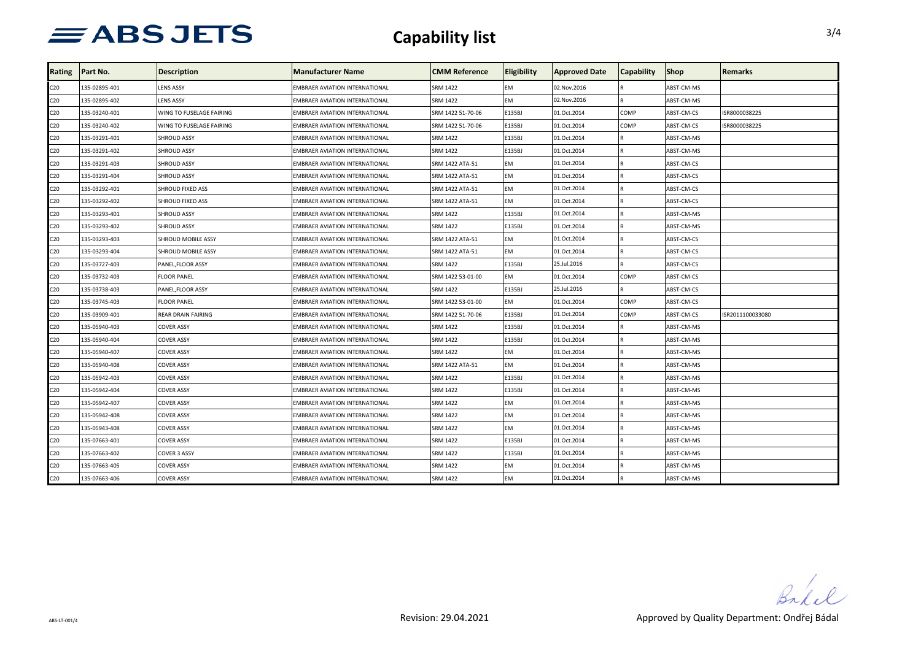# ABS JETS

## Capability list

| Rating | Part No. | Description | Manufacturer Name | CMM Reference | Eligibility | Approved Date | Capability | Shop | Remarks |
|---|---|---|---|---|---|---|---|---|---|
| C20 | 135-02895-401 | LENS ASSY | EMBRAER AVIATION INTERNATIONAL | SRM 1422 | EM | 02.Nov.2016 | R | ABST-CM-MS | |
| C20 | 135-02895-402 | LENS ASSY | EMBRAER AVIATION INTERNATIONAL | SRM 1422 | EM | 02.Nov.2016 | R | ABST-CM-MS | |
| C20 | 135-03240-401 | WING TO FUSELAGE FAIRING | EMBRAER AVIATION INTERNATIONAL | SRM 1422 51-70-06 | E135BJ | 01.Oct.2014 | COMP | ABST-CM-CS | ISR8000038225 |
| C20 | 135-03240-402 | WING TO FUSELAGE FAIRING | EMBRAER AVIATION INTERNATIONAL | SRM 1422 51-70-06 | E135BJ | 01.Oct.2014 | COMP | ABST-CM-CS | ISR8000038225 |
| C20 | 135-03291-401 | SHROUD ASSY | EMBRAER AVIATION INTERNATIONAL | SRM 1422 | E135BJ | 01.Oct.2014 | R | ABST-CM-MS | |
| C20 | 135-03291-402 | SHROUD ASSY | EMBRAER AVIATION INTERNATIONAL | SRM 1422 | E135BJ | 01.Oct.2014 | R | ABST-CM-MS | |
| C20 | 135-03291-403 | SHROUD ASSY | EMBRAER AVIATION INTERNATIONAL | SRM 1422 ATA-51 | EM | 01.Oct.2014 | R | ABST-CM-CS | |
| C20 | 135-03291-404 | SHROUD ASSY | EMBRAER AVIATION INTERNATIONAL | SRM 1422 ATA-51 | EM | 01.Oct.2014 | R | ABST-CM-CS | |
| C20 | 135-03292-401 | SHROUD FIXED ASS | EMBRAER AVIATION INTERNATIONAL | SRM 1422 ATA-51 | EM | 01.Oct.2014 | R | ABST-CM-CS | |
| C20 | 135-03292-402 | SHROUD FIXED ASS | EMBRAER AVIATION INTERNATIONAL | SRM 1422 ATA-51 | EM | 01.Oct.2014 | R | ABST-CM-CS | |
| C20 | 135-03293-401 | SHROUD ASSY | EMBRAER AVIATION INTERNATIONAL | SRM 1422 | E135BJ | 01.Oct.2014 | R | ABST-CM-MS | |
| C20 | 135-03293-402 | SHROUD ASSY | EMBRAER AVIATION INTERNATIONAL | SRM 1422 | E135BJ | 01.Oct.2014 | R | ABST-CM-MS | |
| C20 | 135-03293-403 | SHROUD MOBILE ASSY | EMBRAER AVIATION INTERNATIONAL | SRM 1422 ATA-51 | EM | 01.Oct.2014 | R | ABST-CM-CS | |
| C20 | 135-03293-404 | SHROUD MOBILE ASSY | EMBRAER AVIATION INTERNATIONAL | SRM 1422 ATA-51 | EM | 01.Oct.2014 | R | ABST-CM-CS | |
| C20 | 135-03727-403 | PANEL,FLOOR ASSY | EMBRAER AVIATION INTERNATIONAL | SRM 1422 | E135BJ | 25.Jul.2016 | R | ABST-CM-CS | |
| C20 | 135-03732-403 | FLOOR PANEL | EMBRAER AVIATION INTERNATIONAL | SRM 1422 53-01-00 | EM | 01.Oct.2014 | COMP | ABST-CM-CS | |
| C20 | 135-03738-403 | PANEL,FLOOR ASSY | EMBRAER AVIATION INTERNATIONAL | SRM 1422 | E135BJ | 25.Jul.2016 | R | ABST-CM-CS | |
| C20 | 135-03745-403 | FLOOR PANEL | EMBRAER AVIATION INTERNATIONAL | SRM 1422 53-01-00 | EM | 01.Oct.2014 | COMP | ABST-CM-CS | |
| C20 | 135-03909-401 | REAR DRAIN FAIRING | EMBRAER AVIATION INTERNATIONAL | SRM 1422 51-70-06 | E135BJ | 01.Oct.2014 | COMP | ABST-CM-CS | ISR2011100033080 |
| C20 | 135-05940-403 | COVER ASSY | EMBRAER AVIATION INTERNATIONAL | SRM 1422 | E135BJ | 01.Oct.2014 | R | ABST-CM-MS | |
| C20 | 135-05940-404 | COVER ASSY | EMBRAER AVIATION INTERNATIONAL | SRM 1422 | E135BJ | 01.Oct.2014 | R | ABST-CM-MS | |
| C20 | 135-05940-407 | COVER ASSY | EMBRAER AVIATION INTERNATIONAL | SRM 1422 | EM | 01.Oct.2014 | R | ABST-CM-MS | |
| C20 | 135-05940-408 | COVER ASSY | EMBRAER AVIATION INTERNATIONAL | SRM 1422 ATA-51 | EM | 01.Oct.2014 | R | ABST-CM-MS | |
| C20 | 135-05942-403 | COVER ASSY | EMBRAER AVIATION INTERNATIONAL | SRM 1422 | E135BJ | 01.Oct.2014 | R | ABST-CM-MS | |
| C20 | 135-05942-404 | COVER ASSY | EMBRAER AVIATION INTERNATIONAL | SRM 1422 | E135BJ | 01.Oct.2014 | R | ABST-CM-MS | |
| C20 | 135-05942-407 | COVER ASSY | EMBRAER AVIATION INTERNATIONAL | SRM 1422 | EM | 01.Oct.2014 | R | ABST-CM-MS | |
| C20 | 135-05942-408 | COVER ASSY | EMBRAER AVIATION INTERNATIONAL | SRM 1422 | EM | 01.Oct.2014 | R | ABST-CM-MS | |
| C20 | 135-05943-408 | COVER ASSY | EMBRAER AVIATION INTERNATIONAL | SRM 1422 | EM | 01.Oct.2014 | R | ABST-CM-MS | |
| C20 | 135-07663-401 | COVER ASSY | EMBRAER AVIATION INTERNATIONAL | SRM 1422 | E135BJ | 01.Oct.2014 | R | ABST-CM-MS | |
| C20 | 135-07663-402 | COVER 3 ASSY | EMBRAER AVIATION INTERNATIONAL | SRM 1422 | E135BJ | 01.Oct.2014 | R | ABST-CM-MS | |
| C20 | 135-07663-405 | COVER ASSY | EMBRAER AVIATION INTERNATIONAL | SRM 1422 | EM | 01.Oct.2014 | R | ABST-CM-MS | |
| C20 | 135-07663-406 | COVER ASSY | EMBRAER AVIATION INTERNATIONAL | SRM 1422 | EM | 01.Oct.2014 | R | ABST-CM-MS | |

ABS-LT-001/4

Revision: 29.04.2021

Approved by Quality Department: Ondřej Bádal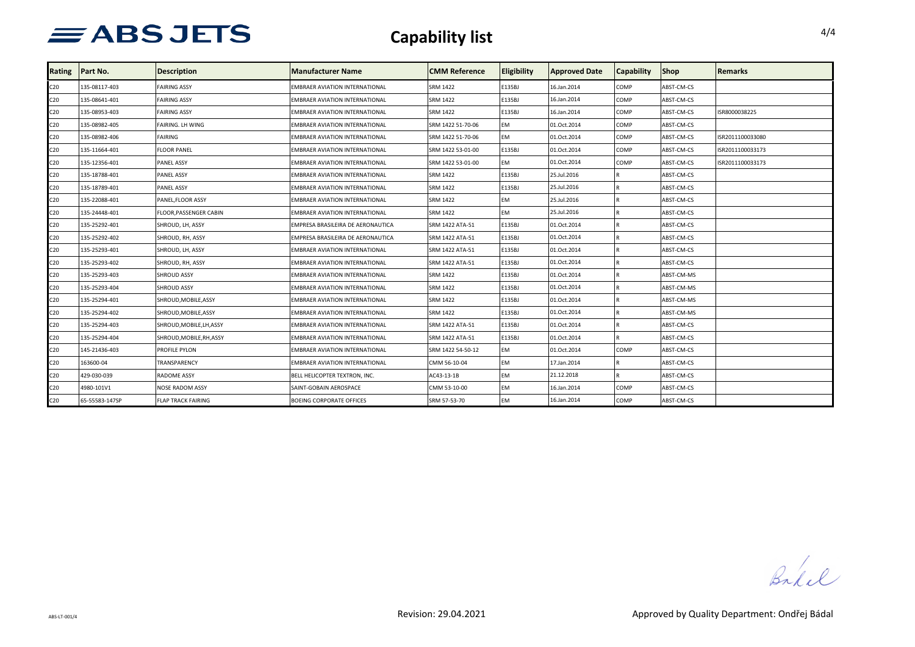# Capability list

| Rating | Part No. | Description | Manufacturer Name | CMM Reference | Eligibility | Approved Date | Capability | Shop | Remarks |
|---|---|---|---|---|---|---|---|---|---|
| C20 | 135-08117-403 | FAIRING ASSY | EMBRAER AVIATION INTERNATIONAL | SRM 1422 | E135BJ | 16.Jan.2014 | COMP | ABST-CM-CS | |
| C20 | 135-08641-401 | FAIRING ASSY | EMBRAER AVIATION INTERNATIONAL | SRM 1422 | E135BJ | 16.Jan.2014 | COMP | ABST-CM-CS | |
| C20 | 135-08953-403 | FAIRING ASSY | EMBRAER AVIATION INTERNATIONAL | SRM 1422 | E135BJ | 16.Jan.2014 | COMP | ABST-CM-CS | ISR8000038225 |
| C20 | 135-08982-405 | FAIRING. LH WING | EMBRAER AVIATION INTERNATIONAL | SRM 1422 51-70-06 | EM | 01.Oct.2014 | COMP | ABST-CM-CS | |
| C20 | 135-08982-406 | FAIRING | EMBRAER AVIATION INTERNATIONAL | SRM 1422 51-70-06 | EM | 01.Oct.2014 | COMP | ABST-CM-CS | ISR2011100033080 |
| C20 | 135-11664-401 | FLOOR PANEL | EMBRAER AVIATION INTERNATIONAL | SRM 1422 53-01-00 | E135BJ | 01.Oct.2014 | COMP | ABST-CM-CS | ISR2011100033173 |
| C20 | 135-12356-401 | PANEL ASSY | EMBRAER AVIATION INTERNATIONAL | SRM 1422 53-01-00 | EM | 01.Oct.2014 | COMP | ABST-CM-CS | ISR2011100033173 |
| C20 | 135-18788-401 | PANEL ASSY | EMBRAER AVIATION INTERNATIONAL | SRM 1422 | E135BJ | 25.Jul.2016 | R | ABST-CM-CS | |
| C20 | 135-18789-401 | PANEL ASSY | EMBRAER AVIATION INTERNATIONAL | SRM 1422 | E135BJ | 25.Jul.2016 | R | ABST-CM-CS | |
| C20 | 135-22088-401 | PANEL,FLOOR ASSY | EMBRAER AVIATION INTERNATIONAL | SRM 1422 | EM | 25.Jul.2016 | R | ABST-CM-CS | |
| C20 | 135-24448-401 | FLOOR,PASSENGER CABIN | EMBRAER AVIATION INTERNATIONAL | SRM 1422 | EM | 25.Jul.2016 | R | ABST-CM-CS | |
| C20 | 135-25292-401 | SHROUD, LH, ASSY | EMPRESA BRASILEIRA DE AERONAUTICA | SRM 1422 ATA-51 | E135BJ | 01.Oct.2014 | R | ABST-CM-CS | |
| C20 | 135-25292-402 | SHROUD, RH, ASSY | EMPRESA BRASILEIRA DE AERONAUTICA | SRM 1422 ATA-51 | E135BJ | 01.Oct.2014 | R | ABST-CM-CS | |
| C20 | 135-25293-401 | SHROUD, LH, ASSY | EMBRAER AVIATION INTERNATIONAL | SRM 1422 ATA-51 | E135BJ | 01.Oct.2014 | R | ABST-CM-CS | |
| C20 | 135-25293-402 | SHROUD, RH, ASSY | EMBRAER AVIATION INTERNATIONAL | SRM 1422 ATA-51 | E135BJ | 01.Oct.2014 | R | ABST-CM-CS | |
| C20 | 135-25293-403 | SHROUD ASSY | EMBRAER AVIATION INTERNATIONAL | SRM 1422 | E135BJ | 01.Oct.2014 | R | ABST-CM-MS | |
| C20 | 135-25293-404 | SHROUD ASSY | EMBRAER AVIATION INTERNATIONAL | SRM 1422 | E135BJ | 01.Oct.2014 | R | ABST-CM-MS | |
| C20 | 135-25294-401 | SHROUD,MOBILE,ASSY | EMBRAER AVIATION INTERNATIONAL | SRM 1422 | E135BJ | 01.Oct.2014 | R | ABST-CM-MS | |
| C20 | 135-25294-402 | SHROUD,MOBILE,ASSY | EMBRAER AVIATION INTERNATIONAL | SRM 1422 | E135BJ | 01.Oct.2014 | R | ABST-CM-MS | |
| C20 | 135-25294-403 | SHROUD,MOBILE,LH,ASSY | EMBRAER AVIATION INTERNATIONAL | SRM 1422 ATA-51 | E135BJ | 01.Oct.2014 | R | ABST-CM-CS | |
| C20 | 135-25294-404 | SHROUD,MOBILE,RH,ASSY | EMBRAER AVIATION INTERNATIONAL | SRM 1422 ATA-51 | E135BJ | 01.Oct.2014 | R | ABST-CM-CS | |
| C20 | 145-21436-403 | PROFILE PYLON | EMBRAER AVIATION INTERNATIONAL | SRM 1422 54-50-12 | EM | 01.Oct.2014 | COMP | ABST-CM-CS | |
| C20 | 163600-04 | TRANSPARENCY | EMBRAER AVIATION INTERNATIONAL | CMM 56-10-04 | EM | 17.Jan.2014 | R | ABST-CM-CS | |
| C20 | 429-030-039 | RADOME ASSY | BELL HELICOPTER TEXTRON, INC. | AC43-13-1B | EM | 21.12.2018 | R | ABST-CM-CS | |
| C20 | 4980-101V1 | NOSE RADOM ASSY | SAINT-GOBAIN AEROSPACE | CMM 53-10-00 | EM | 16.Jan.2014 | COMP | ABST-CM-CS | |
| C20 | 65-55583-147SP | FLAP TRACK FAIRING | BOEING CORPORATE OFFICES | SRM 57-53-70 | EM | 16.Jan.2014 | COMP | ABST-CM-CS | |

ABS-LT-001/4

Revision: 29.04.2021

Approved by Quality Department: Ondřej Bádal